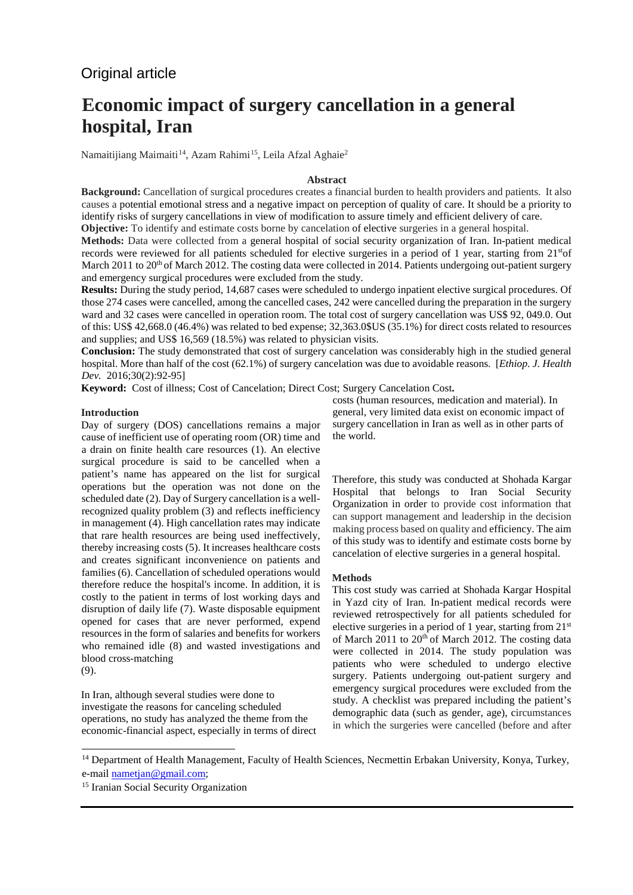Original article

# Economic impact of surgery cancellation in a general hospital, Iran

Namaitijiang Maimaiti[14], Azam Rahimi[15], Leila Afzal Aghaie[2]

### Abstract

**Background:** Cancellation of surgical procedures creates a financial burden to health providers and patients. It also causes a potential emotional stress and a negative impact on perception of quality of care. It should be a priority to identify risks of surgery cancellations in view of modification to assure timely and efficient delivery of care.

**Objective:** To identify and estimate costs borne by cancelation of elective surgeries in a general hospital.

**Methods:** Data were collected from a general hospital of social security organization of Iran. In-patient medical records were reviewed for all patients scheduled for elective surgeries in a period of 1 year, starting from 21st of March 2011 to 20th of March 2012. The costing data were collected in 2014. Patients undergoing out-patient surgery and emergency surgical procedures were excluded from the study.

**Results:** During the study period, 14,687 cases were scheduled to undergo inpatient elective surgical procedures. Of those 274 cases were cancelled, among the cancelled cases, 242 were cancelled during the preparation in the surgery ward and 32 cases were cancelled in operation room. The total cost of surgery cancellation was US$ 92, 049.0. Out of this: US$ 42,668.0 (46.4%) was related to bed expense; 32,363.0$US (35.1%) for direct costs related to resources and supplies; and US$ 16,569 (18.5%) was related to physician visits.

**Conclusion:** The study demonstrated that cost of surgery cancelation was considerably high in the studied general hospital. More than half of the cost (62.1%) of surgery cancelation was due to avoidable reasons. [*Ethiop. J. Health Dev.* 2016;30(2):92-95]

**Keyword:** Cost of illness; Cost of Cancelation; Direct Cost; Surgery Cancelation Cost**.**

### Introduction

Day of surgery (DOS) cancellations remains a major cause of inefficient use of operating room (OR) time and a drain on finite health care resources (1). An elective surgical procedure is said to be cancelled when a patient's name has appeared on the list for surgical operations but the operation was not done on the scheduled date (2). Day of Surgery cancellation is a well-recognized quality problem (3) and reflects inefficiency in management (4). High cancellation rates may indicate that rare health resources are being used ineffectively, thereby increasing costs (5). It increases healthcare costs and creates significant inconvenience on patients and families (6). Cancellation of scheduled operations would therefore reduce the hospital's income. In addition, it is costly to the patient in terms of lost working days and disruption of daily life (7). Waste disposable equipment opened for cases that are never performed, expend resources in the form of salaries and benefits for workers who remained idle (8) and wasted investigations and blood cross-matching (9).

In Iran, although several studies were done to investigate the reasons for canceling scheduled operations, no study has analyzed the theme from the economic-financial aspect, especially in terms of direct costs (human resources, medication and material). In general, very limited data exist on economic impact of surgery cancellation in Iran as well as in other parts of the world.

Therefore, this study was conducted at Shohada Kargar Hospital that belongs to Iran Social Security Organization in order to provide cost information that can support management and leadership in the decision making process based on quality and efficiency. The aim of this study was to identify and estimate costs borne by cancelation of elective surgeries in a general hospital.

### Methods

This cost study was carried at Shohada Kargar Hospital in Yazd city of Iran. In-patient medical records were reviewed retrospectively for all patients scheduled for elective surgeries in a period of 1 year, starting from 21st of March 2011 to 20th of March 2012. The costing data were collected in 2014. The study population was patients who were scheduled to undergo elective surgery. Patients undergoing out-patient surgery and emergency surgical procedures were excluded from the study. A checklist was prepared including the patient's demographic data (such as gender, age), circumstances in which the surgeries were cancelled (before and after

---

[14] Department of Health Management, Faculty of Health Sciences, Necmettin Erbakan University, Konya, Turkey, e-mail nametjan@gmail.com;

[15] Iranian Social Security Organization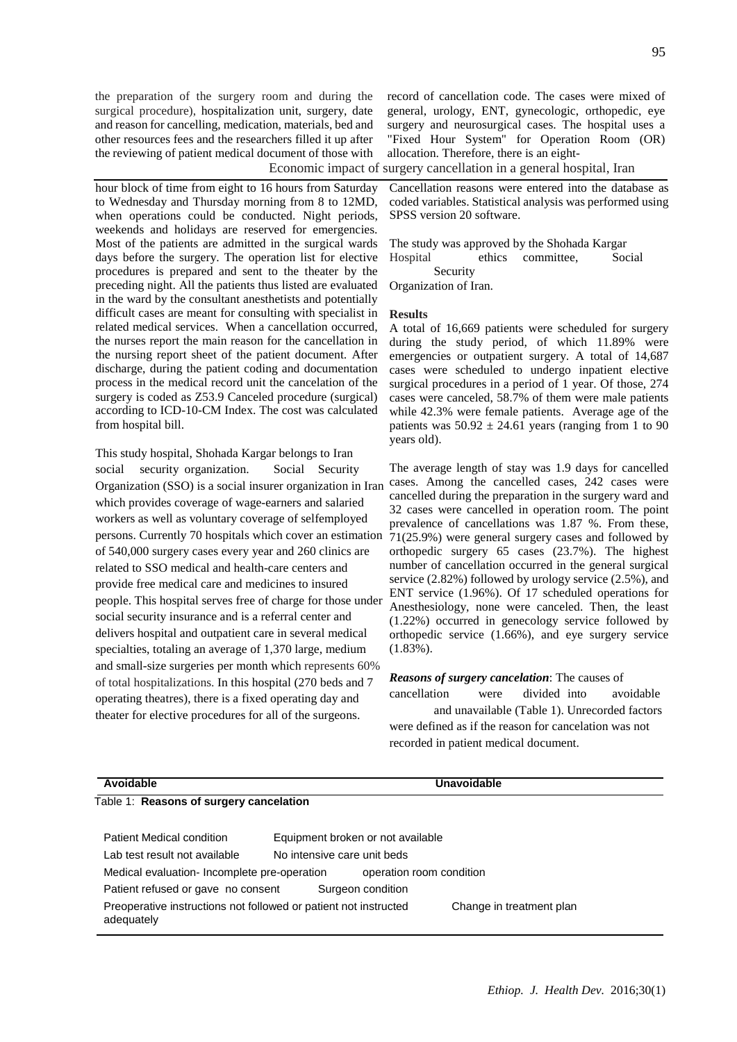the preparation of the surgery room and during the surgical procedure), hospitalization unit, surgery, date and reason for cancelling, medication, materials, bed and other resources fees and the researchers filled it up after the reviewing of patient medical document of those with record of cancellation code. The cases were mixed of general, urology, ENT, gynecologic, orthopedic, eye surgery and neurosurgical cases. The hospital uses a "Fixed Hour System" for Operation Room (OR) allocation. Therefore, there is an eight-hour block of time from eight to 16 hours from Saturday to Wednesday and Thursday morning from 8 to 12MD, when operations could be conducted. Night periods, weekends and holidays are reserved for emergencies. Most of the patients are admitted in the surgical wards days before the surgery. The operation list for elective procedures is prepared and sent to the theater by the preceding night. All the patients thus listed are evaluated in the ward by the consultant anesthetists and potentially difficult cases are meant for consulting with specialist in related medical services. When a cancellation occurred, the nurses report the main reason for the cancellation in the nursing report sheet of the patient document. After discharge, during the patient coding and documentation process in the medical record unit the cancelation of the surgery is coded as Z53.9 Canceled procedure (surgical) according to ICD-10-CM Index. The cost was calculated from hospital bill.

This study hospital, Shohada Kargar belongs to Iran social security organization. Social Security Organization (SSO) is a social insurer organization in Iran which provides coverage of wage-earners and salaried workers as well as voluntary coverage of selfemployed persons. Currently 70 hospitals which cover an estimation of 540,000 surgery cases every year and 260 clinics are related to SSO medical and health-care centers and provide free medical care and medicines to insured people. This hospital serves free of charge for those under social security insurance and is a referral center and delivers hospital and outpatient care in several medical specialties, totaling an average of 1,370 large, medium and small-size surgeries per month which represents 60% of total hospitalizations. In this hospital (270 beds and 7 operating theatres), there is a fixed operating day and theater for elective procedures for all of the surgeons.

Cancellation reasons were entered into the database as coded variables. Statistical analysis was performed using SPSS version 20 software.

The study was approved by the Shohada Kargar Hospital ethics committee, Social Security Organization of Iran.

## Results

A total of 16,669 patients were scheduled for surgery during the study period, of which 11.89% were emergencies or outpatient surgery. A total of 14,687 cases were scheduled to undergo inpatient elective surgical procedures in a period of 1 year. Of those, 274 cases were canceled, 58.7% of them were male patients while 42.3% were female patients. Average age of the patients was $50.92 \pm 24.61$ years (ranging from 1 to 90 years old).

The average length of stay was 1.9 days for cancelled cases. Among the cancelled cases, 242 cases were cancelled during the preparation in the surgery ward and 32 cases were cancelled in operation room. The point prevalence of cancellations was 1.87 %. From these, 71(25.9%) were general surgery cases and followed by orthopedic surgery 65 cases (23.7%). The highest number of cancellation occurred in the general surgical service (2.82%) followed by urology service (2.5%), and ENT service (1.96%). Of 17 scheduled operations for Anesthesiology, none were canceled. Then, the least (1.22%) occurred in genecology service followed by orthopedic service (1.66%), and eye surgery service (1.83%).

***Reasons of surgery cancelation***: The causes of cancellation were divided into avoidable and unavailable (Table 1). Unrecorded factors were defined as if the reason for cancelation was not recorded in patient medical document.

Table 1: **Reasons of surgery cancelation**

| Avoidable | Unavoidable |
|---|---|
| Patient Medical condition | Equipment broken or not available |
| Lab test result not available | No intensive care unit beds |
| Medical evaluation- Incomplete pre-operation | operation room condition |
| Patient refused or gave no consent | Surgeon condition |
| Preoperative instructions not followed or patient not instructed adequately | Change in treatment plan |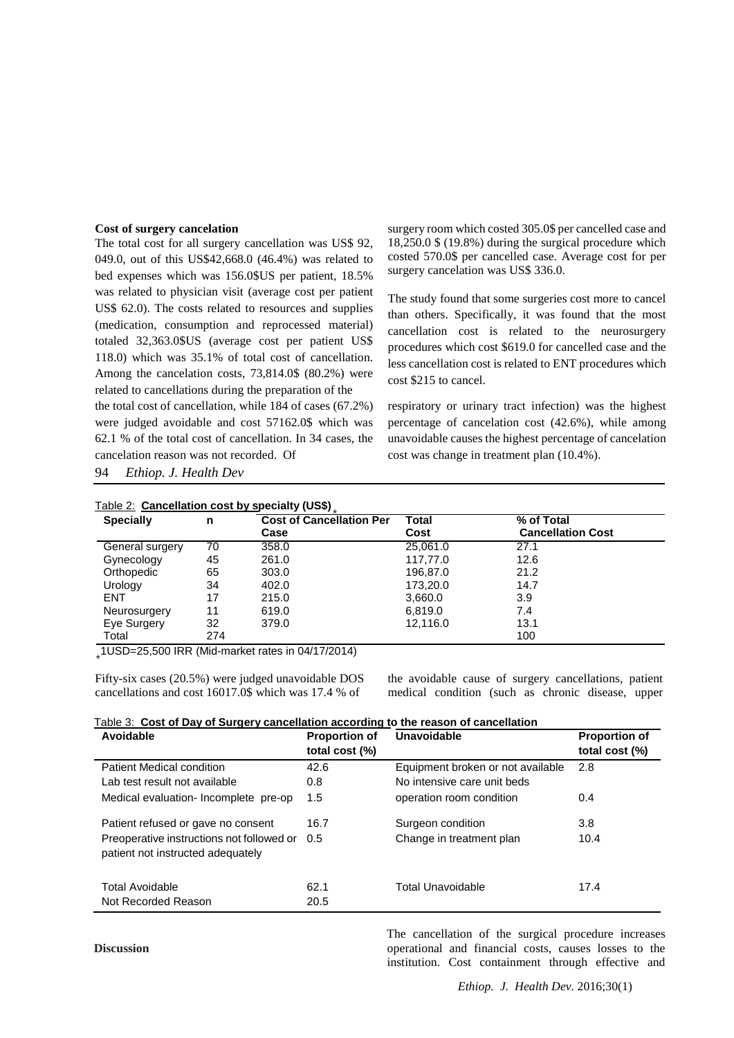### Cost of surgery cancelation

The total cost for all surgery cancellation was US$ 92, 049.0, out of this US$42,668.0 (46.4%) was related to bed expenses which was 156.0$US per patient, 18.5% was related to physician visit (average cost per patient US$ 62.0). The costs related to resources and supplies (medication, consumption and reprocessed material) totaled 32,363.0$US (average cost per patient US$ 118.0) which was 35.1% of total cost of cancellation. Among the cancelation costs, 73,814.0$ (80.2%) were related to cancellations during the preparation of the surgery room which costed 305.0$ per cancelled case and 18,250.0 $ (19.8%) during the surgical procedure which costed 570.0$ per cancelled case. Average cost for per surgery cancelation was US$ 336.0.

The study found that some surgeries cost more to cancel than others. Specifically, it was found that the most cancellation cost is related to the neurosurgery procedures which cost $619.0 for cancelled case and the less cancellation cost is related to ENT procedures which cost $215 to cancel.

Table 2: **Cancellation cost by specialty (US$)***

| Specialty | n | Cost of Cancellation Per Case | Total Cost | % of Total Cancellation Cost |
|---|---|---|---|---|
| General surgery | 70 | 358.0 | 25,061.0 | 27.1 |
| Gynecology | 45 | 261.0 | 117,77.0 | 12.6 |
| Orthopedic | 65 | 303.0 | 196,87.0 | 21.2 |
| Urology | 34 | 402.0 | 173,20.0 | 14.7 |
| ENT | 17 | 215.0 | 3,660.0 | 3.9 |
| Neurosurgery | 11 | 619.0 | 6,819.0 | 7.4 |
| Eye Surgery | 32 | 379.0 | 12,116.0 | 13.1 |
| Total | 274 | | | 100 |

*1USD=25,500 IRR (Mid-market rates in 04/17/2014)

Fifty-six cases (20.5%) were judged unavoidable DOS cancellations and cost 16017.0$ which was 17.4 % of the total cost of cancellation, while 184 of cases (67.2%) were judged avoidable and cost 57162.0$ which was 62.1 % of the total cost of cancellation. In 34 cases, the cancelation reason was not recorded. Of the avoidable cause of surgery cancellations, patient medical condition (such as chronic disease, upper respiratory or urinary tract infection) was the highest percentage of cancelation cost (42.6%), while among unavoidable causes the highest percentage of cancelation cost was change in treatment plan (10.4%).

Table 3: **Cost of Day of Surgery cancellation according to the reason of cancellation**

| Avoidable | Proportion of total cost (%) | Unavoidable | Proportion of total cost (%) |
|---|---|---|---|
| Patient Medical condition | 42.6 | Equipment broken or not available | 2.8 |
| Lab test result not available | 0.8 | No intensive care unit beds | |
| Medical evaluation- Incomplete pre-op | 1.5 | operation room condition | 0.4 |
| Patient refused or gave no consent | 16.7 | Surgeon condition | 3.8 |
| Preoperative instructions not followed or patient not instructed adequately | 0.5 | Change in treatment plan | 10.4 |
| Total Avoidable | 62.1 | Total Unavoidable | 17.4 |
| Not Recorded Reason | 20.5 | | |

### Discussion

The cancellation of the surgical procedure increases operational and financial costs, causes losses to the institution. Cost containment through effective and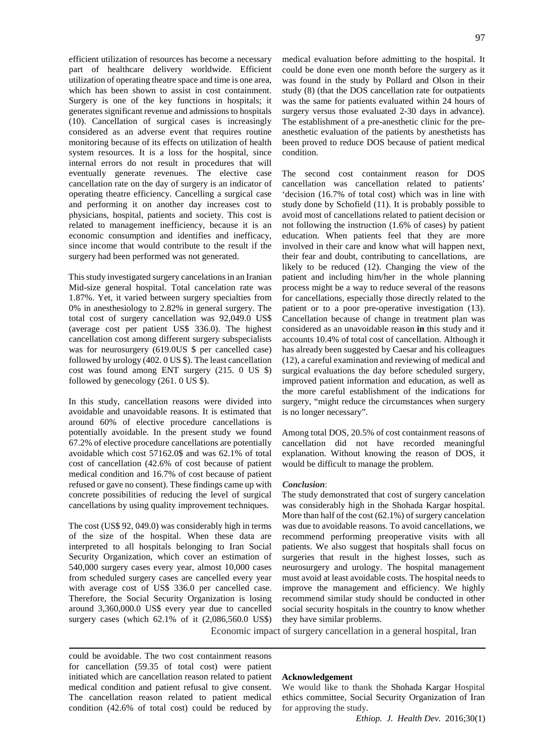efficient utilization of resources has become a necessary part of healthcare delivery worldwide. Efficient utilization of operating theatre space and time is one area, which has been shown to assist in cost containment. Surgery is one of the key functions in hospitals; it generates significant revenue and admissions to hospitals (10). Cancellation of surgical cases is increasingly considered as an adverse event that requires routine monitoring because of its effects on utilization of health system resources. It is a loss for the hospital, since internal errors do not result in procedures that will eventually generate revenues. The elective case cancellation rate on the day of surgery is an indicator of operating theatre efficiency. Cancelling a surgical case and performing it on another day increases cost to physicians, hospital, patients and society. This cost is related to management inefficiency, because it is an economic consumption and identifies and inefficacy, since income that would contribute to the result if the surgery had been performed was not generated.

This study investigated surgery cancelations in an Iranian Mid-size general hospital. Total cancelation rate was 1.87%. Yet, it varied between surgery specialties from 0% in anesthesiology to 2.82% in general surgery. The total cost of surgery cancellation was 92,049.0 US$ (average cost per patient US$ 336.0). The highest cancellation cost among different surgery subspecialists was for neurosurgery (619.0US $ per cancelled case) followed by urology (402. 0 US $). The least cancellation cost was found among ENT surgery (215. 0 US $) followed by genecology (261. 0 US $).

In this study, cancellation reasons were divided into avoidable and unavoidable reasons. It is estimated that around 60% of elective procedure cancellations is potentially avoidable. In the present study we found 67.2% of elective procedure cancellations are potentially avoidable which cost 57162.0$ and was 62.1% of total cost of cancellation (42.6% of cost because of patient medical condition and 16.7% of cost because of patient refused or gave no consent). These findings came up with concrete possibilities of reducing the level of surgical cancellations by using quality improvement techniques.

The cost (US$ 92, 049.0) was considerably high in terms of the size of the hospital. When these data are interpreted to all hospitals belonging to Iran Social Security Organization, which cover an estimation of 540,000 surgery cases every year, almost 10,000 cases from scheduled surgery cases are cancelled every year with average cost of US$ 336.0 per cancelled case. Therefore, the Social Security Organization is losing around 3,360,000.0 US$ every year due to cancelled surgery cases (which 62.1% of it (2,086,560.0 US$) could be avoidable. The two cost containment reasons for cancellation (59.35 of total cost) were patient initiated which are cancellation reason related to patient medical condition and patient refusal to give consent. The cancellation reason related to patient medical condition (42.6% of total cost) could be reduced by medical evaluation before admitting to the hospital. It could be done even one month before the surgery as it was found in the study by Pollard and Olson in their study (8) (that the DOS cancellation rate for outpatients was the same for patients evaluated within 24 hours of surgery versus those evaluated 2-30 days in advance). The establishment of a pre-anesthetic clinic for the pre-anesthetic evaluation of the patients by anesthetists has been proved to reduce DOS because of patient medical condition.

The second cost containment reason for DOS cancellation was cancellation related to patients' 'decision (16.7% of total cost) which was in line with study done by Schofield (11). It is probably possible to avoid most of cancellations related to patient decision or not following the instruction (1.6% of cases) by patient education. When patients feel that they are more involved in their care and know what will happen next, their fear and doubt, contributing to cancellations, are likely to be reduced (12). Changing the view of the patient and including him/her in the whole planning process might be a way to reduce several of the reasons for cancellations, especially those directly related to the patient or to a poor pre-operative investigation (13). Cancellation because of change in treatment plan was considered as an unavoidable reason **in** this study and it accounts 10.4% of total cost of cancellation. Although it has already been suggested by Caesar and his colleagues (12), a careful examination and reviewing of medical and surgical evaluations the day before scheduled surgery, improved patient information and education, as well as the more careful establishment of the indications for surgery, "might reduce the circumstances when surgery is no longer necessary".

Among total DOS, 20.5% of cost containment reasons of cancellation did not have recorded meaningful explanation. Without knowing the reason of DOS, it would be difficult to manage the problem.

***Conclusion***:

The study demonstrated that cost of surgery cancelation was considerably high in the Shohada Kargar hospital. More than half of the cost (62.1%) of surgery cancelation was due to avoidable reasons. To avoid cancellations, we recommend performing preoperative visits with all patients. We also suggest that hospitals shall focus on surgeries that result in the highest losses, such as neurosurgery and urology. The hospital management must avoid at least avoidable costs. The hospital needs to improve the management and efficiency. We highly recommend similar study should be conducted in other social security hospitals in the country to know whether they have similar problems.

**Acknowledgement**

We would like to thank the Shohada Kargar Hospital ethics committee, Social Security Organization of Iran for approving the study.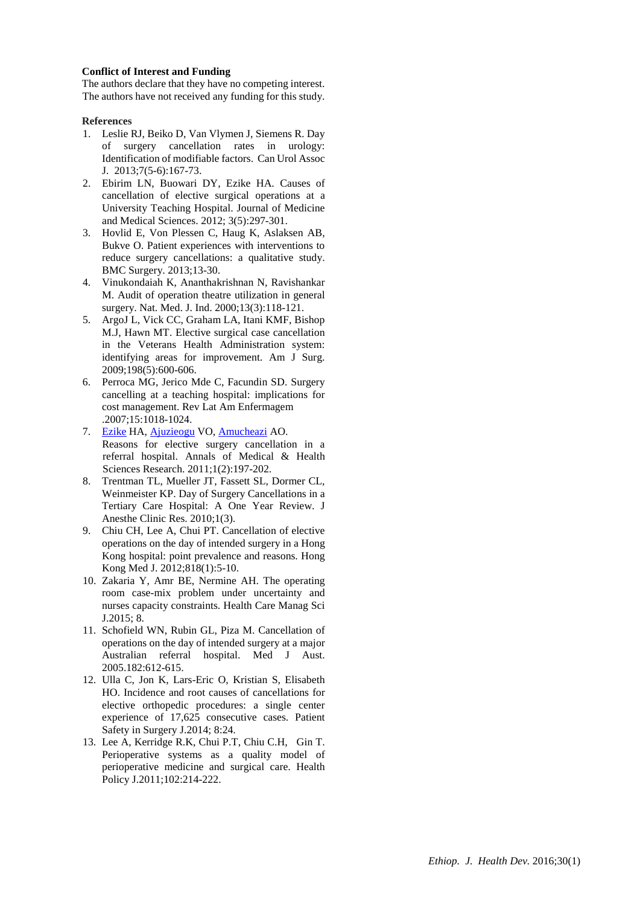**Conflict of Interest and Funding**

The authors declare that they have no competing interest. The authors have not received any funding for this study.

**References**

1. Leslie RJ, Beiko D, Van Vlymen J, Siemens R. Day of surgery cancellation rates in urology: Identification of modifiable factors. Can Urol Assoc J. 2013;7(5-6):167-73.
2. Ebirim LN, Buowari DY, Ezike HA. Causes of cancellation of elective surgical operations at a University Teaching Hospital. Journal of Medicine and Medical Sciences. 2012; 3(5):297-301.
3. Hovlid E, Von Plessen C, Haug K, Aslaksen AB, Bukve O. Patient experiences with interventions to reduce surgery cancellations: a qualitative study. BMC Surgery. 2013;13-30.
4. Vinukondaiah K, Ananthakrishnan N, Ravishankar M. Audit of operation theatre utilization in general surgery. Nat. Med. J. Ind. 2000;13(3):118-121.
5. ArgoJ L, Vick CC, Graham LA, Itani KMF, Bishop M.J, Hawn MT. Elective surgical case cancellation in the Veterans Health Administration system: identifying areas for improvement. Am J Surg. 2009;198(5):600-606.
6. Perroca MG, Jerico Mde C, Facundin SD. Surgery cancelling at a teaching hospital: implications for cost management. Rev Lat Am Enfermagem .2007;15:1018-1024.
7. Ezike HA, Ajuzieogu VO, Amucheazi AO. Reasons for elective surgery cancellation in a referral hospital. Annals of Medical & Health Sciences Research. 2011;1(2):197-202.
8. Trentman TL, Mueller JT, Fassett SL, Dormer CL, Weinmeister KP. Day of Surgery Cancellations in a Tertiary Care Hospital: A One Year Review. J Anesthe Clinic Res. 2010;1(3).
9. Chiu CH, Lee A, Chui PT. Cancellation of elective operations on the day of intended surgery in a Hong Kong hospital: point prevalence and reasons. Hong Kong Med J. 2012;818(1):5-10.
10. Zakaria Y, Amr BE, Nermine AH. The operating room case-mix problem under uncertainty and nurses capacity constraints. Health Care Manag Sci J.2015; 8.
11. Schofield WN, Rubin GL, Piza M. Cancellation of operations on the day of intended surgery at a major Australian referral hospital. Med J Aust. 2005.182:612-615.
12. Ulla C, Jon K, Lars-Eric O, Kristian S, Elisabeth HO. Incidence and root causes of cancellations for elective orthopedic procedures: a single center experience of 17,625 consecutive cases. Patient Safety in Surgery J.2014; 8:24.
13. Lee A, Kerridge R.K, Chui P.T, Chiu C.H, Gin T. Perioperative systems as a quality model of perioperative medicine and surgical care. Health Policy J.2011;102:214-222.